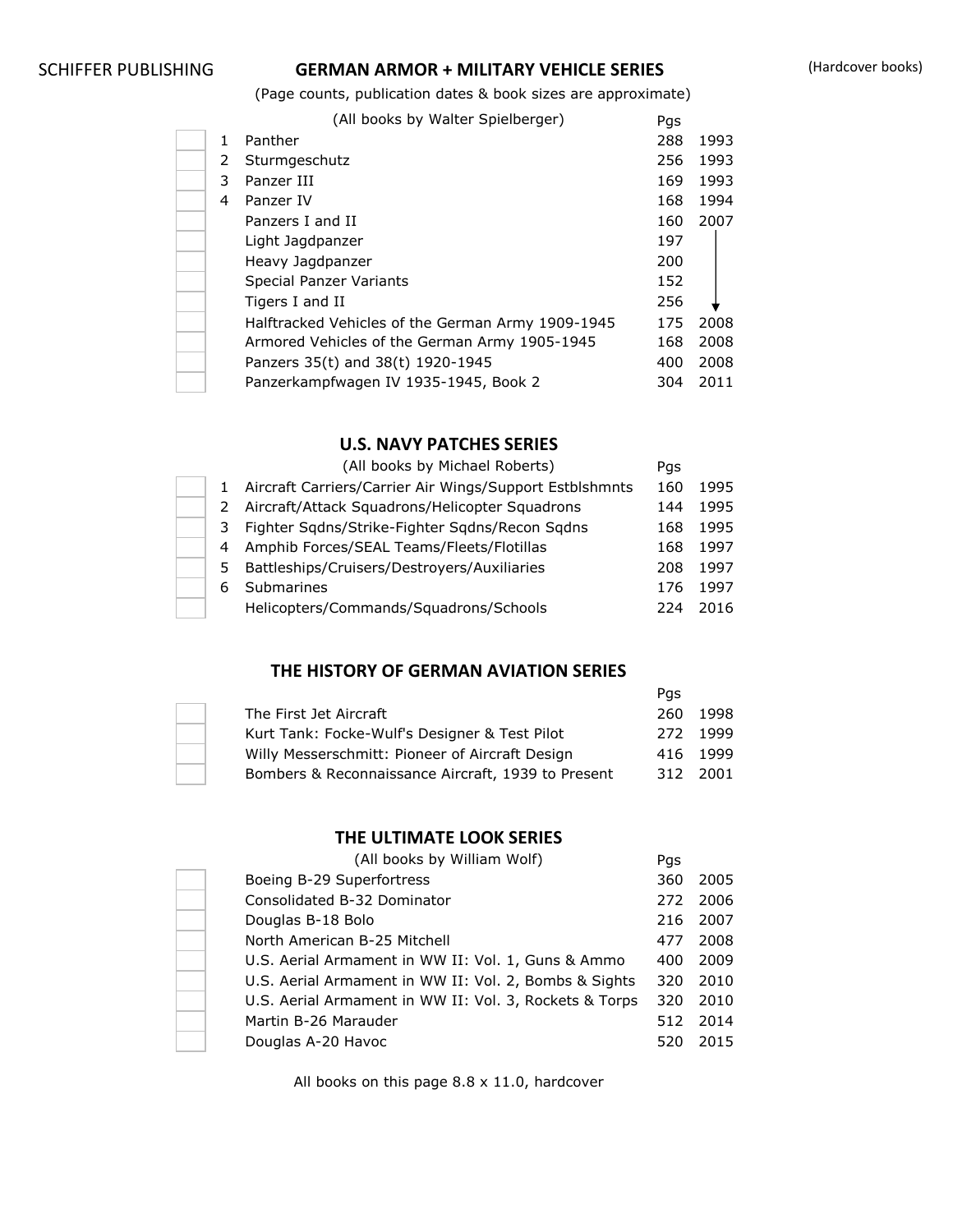SCHIFFER PUBLISHING

# GERMAN ARMOR + MILITARY VEHICLE SERIES

(Hardcover books)

(Page counts, publication dates & book sizes are approximate)

(All books by Walter Spielberger)

| | # | Title | Pgs | |
|---|---|---|---|---|
| ☐ | 1 | Panther | 288 | 1993 |
| ☐ | 2 | Sturmgeschutz | 256 | 1993 |
| ☐ | 3 | Panzer III | 169 | 1993 |
| ☐ | 4 | Panzer IV | 168 | 1994 |
| ☐ | | Panzers I and II | 160 | 2007 |
| ☐ | | Light Jagdpanzer | 197 | ↓ |
| ☐ | | Heavy Jagdpanzer | 200 | ↓ |
| ☐ | | Special Panzer Variants | 152 | ↓ |
| ☐ | | Tigers I and II | 256 | ↓ |
| ☐ | | Halftracked Vehicles of the German Army 1909-1945 | 175 | 2008 |
| ☐ | | Armored Vehicles of the German Army 1905-1945 | 168 | 2008 |
| ☐ | | Panzers 35(t) and 38(t) 1920-1945 | 400 | 2008 |
| ☐ | | Panzerkampfwagen IV 1935-1945, Book 2 | 304 | 2011 |

# U.S. NAVY PATCHES SERIES

(All books by Michael Roberts)

| | # | Title | Pgs | |
|---|---|---|---|---|
| ☐ | 1 | Aircraft Carriers/Carrier Air Wings/Support Estblshmnts | 160 | 1995 |
| ☐ | 2 | Aircraft/Attack Squadrons/Helicopter Squadrons | 144 | 1995 |
| ☐ | 3 | Fighter Sqdns/Strike-Fighter Sqdns/Recon Sqdns | 168 | 1995 |
| ☐ | 4 | Amphib Forces/SEAL Teams/Fleets/Flotillas | 168 | 1997 |
| ☐ | 5 | Battleships/Cruisers/Destroyers/Auxiliaries | 208 | 1997 |
| ☐ | 6 | Submarines | 176 | 1997 |
| ☐ | | Helicopters/Commands/Squadrons/Schools | 224 | 2016 |

# THE HISTORY OF GERMAN AVIATION SERIES

| | Title | Pgs | |
|---|---|---|---|
| ☐ | The First Jet Aircraft | 260 | 1998 |
| ☐ | Kurt Tank: Focke-Wulf's Designer & Test Pilot | 272 | 1999 |
| ☐ | Willy Messerschmitt: Pioneer of Aircraft Design | 416 | 1999 |
| ☐ | Bombers & Reconnaissance Aircraft, 1939 to Present | 312 | 2001 |

# THE ULTIMATE LOOK SERIES

(All books by William Wolf)

| | Title | Pgs | |
|---|---|---|---|
| ☐ | Boeing B-29 Superfortress | 360 | 2005 |
| ☐ | Consolidated B-32 Dominator | 272 | 2006 |
| ☐ | Douglas B-18 Bolo | 216 | 2007 |
| ☐ | North American B-25 Mitchell | 477 | 2008 |
| ☐ | U.S. Aerial Armament in WW II: Vol. 1, Guns & Ammo | 400 | 2009 |
| ☐ | U.S. Aerial Armament in WW II: Vol. 2, Bombs & Sights | 320 | 2010 |
| ☐ | U.S. Aerial Armament in WW II: Vol. 3, Rockets & Torps | 320 | 2010 |
| ☐ | Martin B-26 Marauder | 512 | 2014 |
| ☐ | Douglas A-20 Havoc | 520 | 2015 |

All books on this page 8.8 x 11.0, hardcover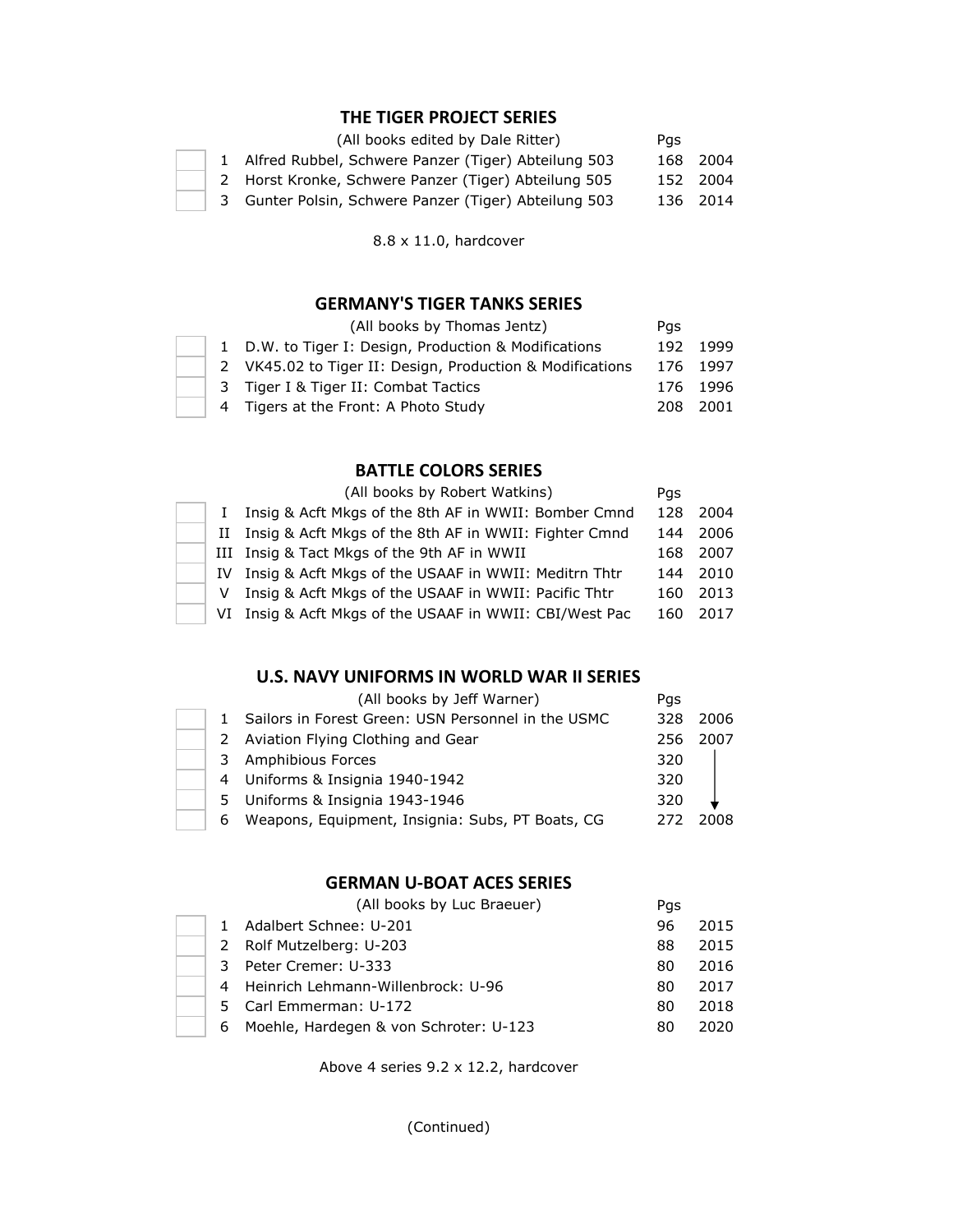## THE TIGER PROJECT SERIES

(All books edited by Dale Ritter)

| | # | Title | Pgs | Year |
|---|---|---|---|---|
| ☐ | 1 | Alfred Rubbel, Schwere Panzer (Tiger) Abteilung 503 | 168 | 2004 |
| ☐ | 2 | Horst Kronke, Schwere Panzer (Tiger) Abteilung 505 | 152 | 2004 |
| ☐ | 3 | Gunter Polsin, Schwere Panzer (Tiger) Abteilung 503 | 136 | 2014 |

8.8 x 11.0, hardcover

## GERMANY'S TIGER TANKS SERIES

(All books by Thomas Jentz)

| | # | Title | Pgs | Year |
|---|---|---|---|---|
| ☐ | 1 | D.W. to Tiger I: Design, Production & Modifications | 192 | 1999 |
| ☐ | 2 | VK45.02 to Tiger II: Design, Production & Modifications | 176 | 1997 |
| ☐ | 3 | Tiger I & Tiger II: Combat Tactics | 176 | 1996 |
| ☐ | 4 | Tigers at the Front: A Photo Study | 208 | 2001 |

## BATTLE COLORS SERIES

(All books by Robert Watkins)

| | # | Title | Pgs | Year |
|---|---|---|---|---|
| ☐ | I | Insig & Acft Mkgs of the 8th AF in WWII: Bomber Cmnd | 128 | 2004 |
| ☐ | II | Insig & Acft Mkgs of the 8th AF in WWII: Fighter Cmnd | 144 | 2006 |
| ☐ | III | Insig & Tact Mkgs of the 9th AF in WWII | 168 | 2007 |
| ☐ | IV | Insig & Acft Mkgs of the USAAF in WWII: Meditrn Thtr | 144 | 2010 |
| ☐ | V | Insig & Acft Mkgs of the USAAF in WWII: Pacific Thtr | 160 | 2013 |
| ☐ | VI | Insig & Acft Mkgs of the USAAF in WWII: CBI/West Pac | 160 | 2017 |

## U.S. NAVY UNIFORMS IN WORLD WAR II SERIES

(All books by Jeff Warner)

| | # | Title | Pgs | Year |
|---|---|---|---|---|
| ☐ | 1 | Sailors in Forest Green: USN Personnel in the USMC | 328 | 2006 |
| ☐ | 2 | Aviation Flying Clothing and Gear | 256 | 2007 |
| ☐ | 3 | Amphibious Forces | 320 | ↓ |
| ☐ | 4 | Uniforms & Insignia 1940-1942 | 320 | ↓ |
| ☐ | 5 | Uniforms & Insignia 1943-1946 | 320 | ↓ |
| ☐ | 6 | Weapons, Equipment, Insignia: Subs, PT Boats, CG | 272 | 2008 |

## GERMAN U-BOAT ACES SERIES

(All books by Luc Braeuer)

| | # | Title | Pgs | Year |
|---|---|---|---|---|
| ☐ | 1 | Adalbert Schnee: U-201 | 96 | 2015 |
| ☐ | 2 | Rolf Mutzelberg: U-203 | 88 | 2015 |
| ☐ | 3 | Peter Cremer: U-333 | 80 | 2016 |
| ☐ | 4 | Heinrich Lehmann-Willenbrock: U-96 | 80 | 2017 |
| ☐ | 5 | Carl Emmerman: U-172 | 80 | 2018 |
| ☐ | 6 | Moehle, Hardegen & von Schroter: U-123 | 80 | 2020 |

Above 4 series 9.2 x 12.2, hardcover

(Continued)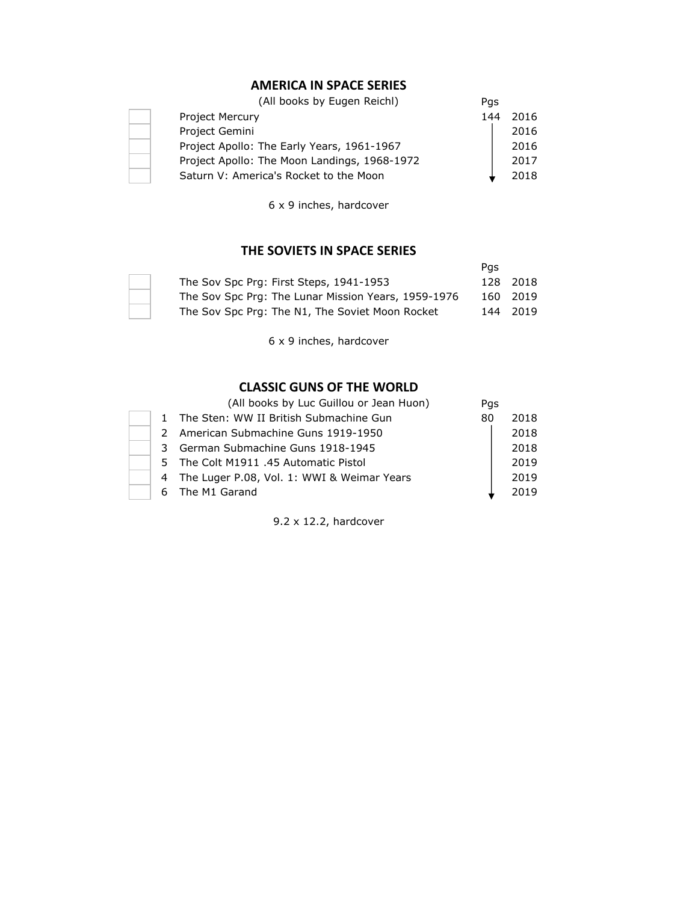## AMERICA IN SPACE SERIES

| | (All books by Eugen Reichl) | Pgs | |
|---|---|---|---|
| | Project Mercury | 144 | 2016 |
| | Project Gemini | ↓ | 2016 |
| | Project Apollo: The Early Years, 1961-1967 | ↓ | 2016 |
| | Project Apollo: The Moon Landings, 1968-1972 | ↓ | 2017 |
| | Saturn V: America's Rocket to the Moon | ↓ | 2018 |

6 x 9 inches, hardcover

## THE SOVIETS IN SPACE SERIES

| | | Pgs | |
|---|---|---|---|
| | The Sov Spc Prg: First Steps, 1941-1953 | 128 | 2018 |
| | The Sov Spc Prg: The Lunar Mission Years, 1959-1976 | 160 | 2019 |
| | The Sov Spc Prg: The N1, The Soviet Moon Rocket | 144 | 2019 |

6 x 9 inches, hardcover

## CLASSIC GUNS OF THE WORLD

| | | (All books by Luc Guillou or Jean Huon) | Pgs | |
|---|---|---|---|---|
| | 1 | The Sten: WW II British Submachine Gun | 80 | 2018 |
| | 2 | American Submachine Guns 1919-1950 | ↓ | 2018 |
| | 3 | German Submachine Guns 1918-1945 | ↓ | 2018 |
| | 5 | The Colt M1911 .45 Automatic Pistol | ↓ | 2019 |
| | 4 | The Luger P.08, Vol. 1: WWI & Weimar Years | ↓ | 2019 |
| | 6 | The M1 Garand | ↓ | 2019 |

9.2 x 12.2, hardcover